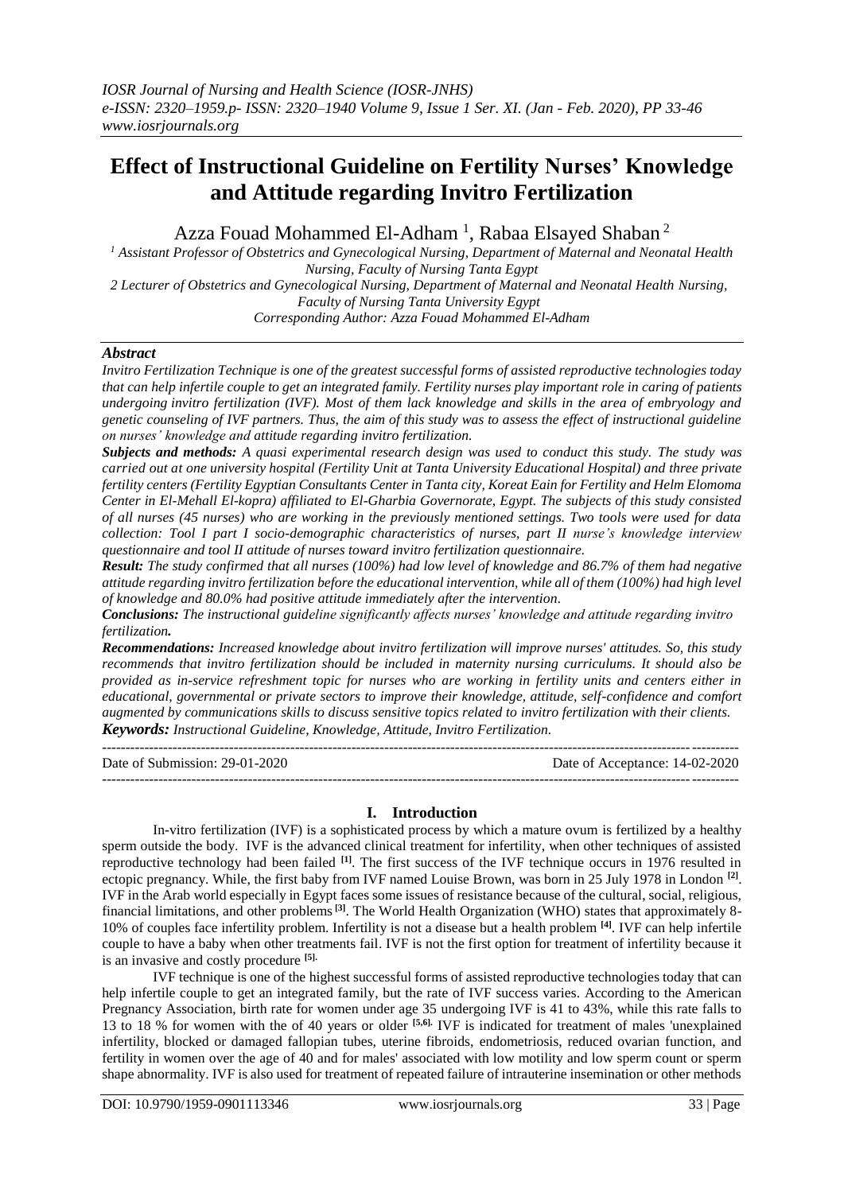# Effect of Instructional Guideline on Fertility Nurses' Knowledge and Attitude regarding Invitro Fertilization

Azza Fouad Mohammed El-Adham [1], Rabaa Elsayed Shaban [2]

[1] *Assistant Professor of Obstetrics and Gynecological Nursing, Department of Maternal and Neonatal Health Nursing, Faculty of Nursing Tanta Egypt*

[2] *Lecturer of Obstetrics and Gynecological Nursing, Department of Maternal and Neonatal Health Nursing, Faculty of Nursing Tanta University Egypt*

*Corresponding Author: Azza Fouad Mohammed El-Adham*

### *Abstract*

*Invitro Fertilization Technique is one of the greatest successful forms of assisted reproductive technologies today that can help infertile couple to get an integrated family. Fertility nurses play important role in caring of patients undergoing invitro fertilization (IVF). Most of them lack knowledge and skills in the area of embryology and genetic counseling of IVF partners. Thus, the aim of this study was to assess the effect of instructional guideline on nurses' knowledge and attitude regarding invitro fertilization.*

***Subjects and methods:*** *A quasi experimental research design was used to conduct this study. The study was carried out at one university hospital (Fertility Unit at Tanta University Educational Hospital) and three private fertility centers (Fertility Egyptian Consultants Center in Tanta city, Koreat Eain for Fertility and Helm Elomoma Center in El-Mehall El-kopra) affiliated to El-Gharbia Governorate, Egypt. The subjects of this study consisted of all nurses (45 nurses) who are working in the previously mentioned settings. Two tools were used for data collection: Tool I part I socio-demographic characteristics of nurses, part II nurse's knowledge interview questionnaire and tool II attitude of nurses toward invitro fertilization questionnaire.*

***Result:*** *The study confirmed that all nurses (100%) had low level of knowledge and 86.7% of them had negative attitude regarding invitro fertilization before the educational intervention, while all of them (100%) had high level of knowledge and 80.0% had positive attitude immediately after the intervention.*

***Conclusions:*** *The instructional guideline significantly affects nurses' knowledge and attitude regarding invitro fertilization.*

***Recommendations:*** *Increased knowledge about invitro fertilization will improve nurses' attitudes. So, this study recommends that invitro fertilization should be included in maternity nursing curriculums. It should also be provided as in-service refreshment topic for nurses who are working in fertility units and centers either in educational, governmental or private sectors to improve their knowledge, attitude, self-confidence and comfort augmented by communications skills to discuss sensitive topics related to invitro fertilization with their clients.*

***Keywords:*** *Instructional Guideline, Knowledge, Attitude, Invitro Fertilization.*

---

Date of Submission: 29-01-2020 Date of Acceptance: 14-02-2020

---

## I. Introduction

In-vitro fertilization (IVF) is a sophisticated process by which a mature ovum is fertilized by a healthy sperm outside the body. IVF is the advanced clinical treatment for infertility, when other techniques of assisted reproductive technology had been failed [1]. The first success of the IVF technique occurs in 1976 resulted in ectopic pregnancy. While, the first baby from IVF named Louise Brown, was born in 25 July 1978 in London [2]. IVF in the Arab world especially in Egypt faces some issues of resistance because of the cultural, social, religious, financial limitations, and other problems [3]. The World Health Organization (WHO) states that approximately 8-10% of couples face infertility problem. Infertility is not a disease but a health problem [4]. IVF can help infertile couple to have a baby when other treatments fail. IVF is not the first option for treatment of infertility because it is an invasive and costly procedure [5].

IVF technique is one of the highest successful forms of assisted reproductive technologies today that can help infertile couple to get an integrated family, but the rate of IVF success varies. According to the American Pregnancy Association, birth rate for women under age 35 undergoing IVF is 41 to 43%, while this rate falls to 13 to 18 % for women with the of 40 years or older [5,6]. IVF is indicated for treatment of males 'unexplained infertility, blocked or damaged fallopian tubes, uterine fibroids, endometriosis, reduced ovarian function, and fertility in women over the age of 40 and for males' associated with low motility and low sperm count or sperm shape abnormality. IVF is also used for treatment of repeated failure of intrauterine insemination or other methods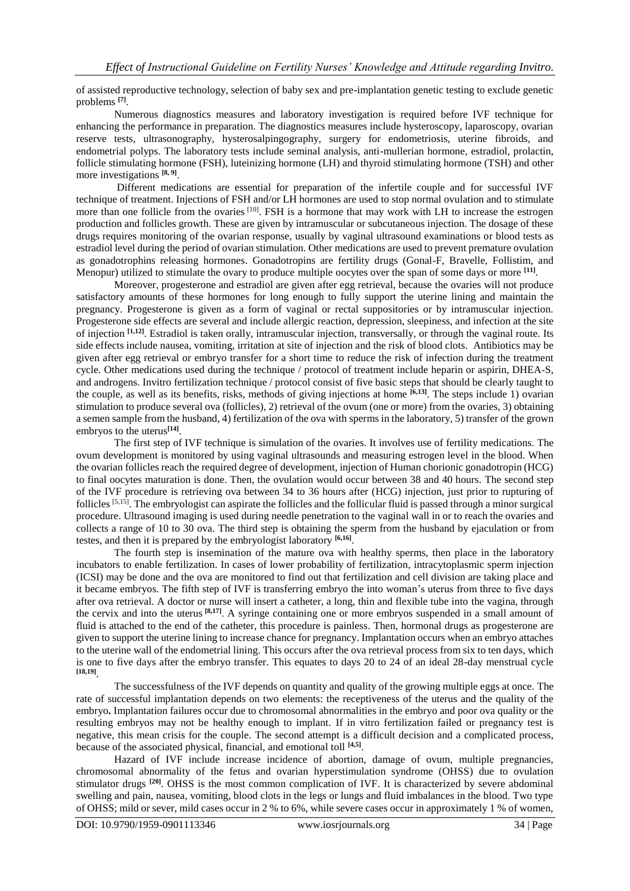of assisted reproductive technology, selection of baby sex and pre-implantation genetic testing to exclude genetic problems [7].

Numerous diagnostics measures and laboratory investigation is required before IVF technique for enhancing the performance in preparation. The diagnostics measures include hysteroscopy, laparoscopy, ovarian reserve tests, ultrasonography, hysterosalpingography, surgery for endometriosis, uterine fibroids, and endometrial polyps. The laboratory tests include seminal analysis, anti-mullerian hormone, estradiol, prolactin, follicle stimulating hormone (FSH), luteinizing hormone (LH) and thyroid stimulating hormone (TSH) and other more investigations [8, 9].

Different medications are essential for preparation of the infertile couple and for successful IVF technique of treatment. Injections of FSH and/or LH hormones are used to stop normal ovulation and to stimulate more than one follicle from the ovaries [10]. FSH is a hormone that may work with LH to increase the estrogen production and follicles growth. These are given by intramuscular or subcutaneous injection. The dosage of these drugs requires monitoring of the ovarian response, usually by vaginal ultrasound examinations or blood tests as estradiol level during the period of ovarian stimulation. Other medications are used to prevent premature ovulation as gonadotrophins releasing hormones. Gonadotropins are fertility drugs (Gonal-F, Bravelle, Follistim, and Menopur) utilized to stimulate the ovary to produce multiple oocytes over the span of some days or more [11].

Moreover, progesterone and estradiol are given after egg retrieval, because the ovaries will not produce satisfactory amounts of these hormones for long enough to fully support the uterine lining and maintain the pregnancy. Progesterone is given as a form of vaginal or rectal suppositories or by intramuscular injection. Progesterone side effects are several and include allergic reaction, depression, sleepiness, and infection at the site of injection [1,12]. Estradiol is taken orally, intramuscular injection, transversally, or through the vaginal route. Its side effects include nausea, vomiting, irritation at site of injection and the risk of blood clots. Antibiotics may be given after egg retrieval or embryo transfer for a short time to reduce the risk of infection during the treatment cycle. Other medications used during the technique / protocol of treatment include heparin or aspirin, DHEA-S, and androgens. Invitro fertilization technique / protocol consist of five basic steps that should be clearly taught to the couple, as well as its benefits, risks, methods of giving injections at home [6,13]. The steps include 1) ovarian stimulation to produce several ova (follicles), 2) retrieval of the ovum (one or more) from the ovaries, 3) obtaining a semen sample from the husband, 4) fertilization of the ova with sperms in the laboratory, 5) transfer of the grown embryos to the uterus[14].

The first step of IVF technique is simulation of the ovaries. It involves use of fertility medications. The ovum development is monitored by using vaginal ultrasounds and measuring estrogen level in the blood. When the ovarian follicles reach the required degree of development, injection of Human chorionic gonadotropin (HCG) to final oocytes maturation is done. Then, the ovulation would occur between 38 and 40 hours. The second step of the IVF procedure is retrieving ova between 34 to 36 hours after (HCG) injection, just prior to rupturing of follicles [5,15]. The embryologist can aspirate the follicles and the follicular fluid is passed through a minor surgical procedure. Ultrasound imaging is used during needle penetration to the vaginal wall in or to reach the ovaries and collects a range of 10 to 30 ova. The third step is obtaining the sperm from the husband by ejaculation or from testes, and then it is prepared by the embryologist laboratory [6,16].

The fourth step is insemination of the mature ova with healthy sperms, then place in the laboratory incubators to enable fertilization. In cases of lower probability of fertilization, intracytoplasmic sperm injection (ICSI) may be done and the ova are monitored to find out that fertilization and cell division are taking place and it became embryos. The fifth step of IVF is transferring embryo the into woman's uterus from three to five days after ova retrieval. A doctor or nurse will insert a catheter, a long, thin and flexible tube into the vagina, through the cervix and into the uterus [8,17]. A syringe containing one or more embryos suspended in a small amount of fluid is attached to the end of the catheter, this procedure is painless. Then, hormonal drugs as progesterone are given to support the uterine lining to increase chance for pregnancy. Implantation occurs when an embryo attaches to the uterine wall of the endometrial lining. This occurs after the ova retrieval process from six to ten days, which is one to five days after the embryo transfer. This equates to days 20 to 24 of an ideal 28-day menstrual cycle [18,19].

The successfulness of the IVF depends on quantity and quality of the growing multiple eggs at once. The rate of successful implantation depends on two elements: the receptiveness of the uterus and the quality of the embryo**.** Implantation failures occur due to chromosomal abnormalities in the embryo and poor ova quality or the resulting embryos may not be healthy enough to implant. If in vitro fertilization failed or pregnancy test is negative, this mean crisis for the couple. The second attempt is a difficult decision and a complicated process, because of the associated physical, financial, and emotional toll [4,5].

Hazard of IVF include increase incidence of abortion, damage of ovum, multiple pregnancies, chromosomal abnormality of the fetus and ovarian hyperstimulation syndrome (OHSS) due to ovulation stimulator drugs [20]. OHSS is the most common complication of IVF. It is characterized by severe abdominal swelling and pain, nausea, vomiting, blood clots in the legs or lungs and fluid imbalances in the blood. Two type of OHSS; mild or sever, mild cases occur in 2 % to 6%, while severe cases occur in approximately 1 % of women,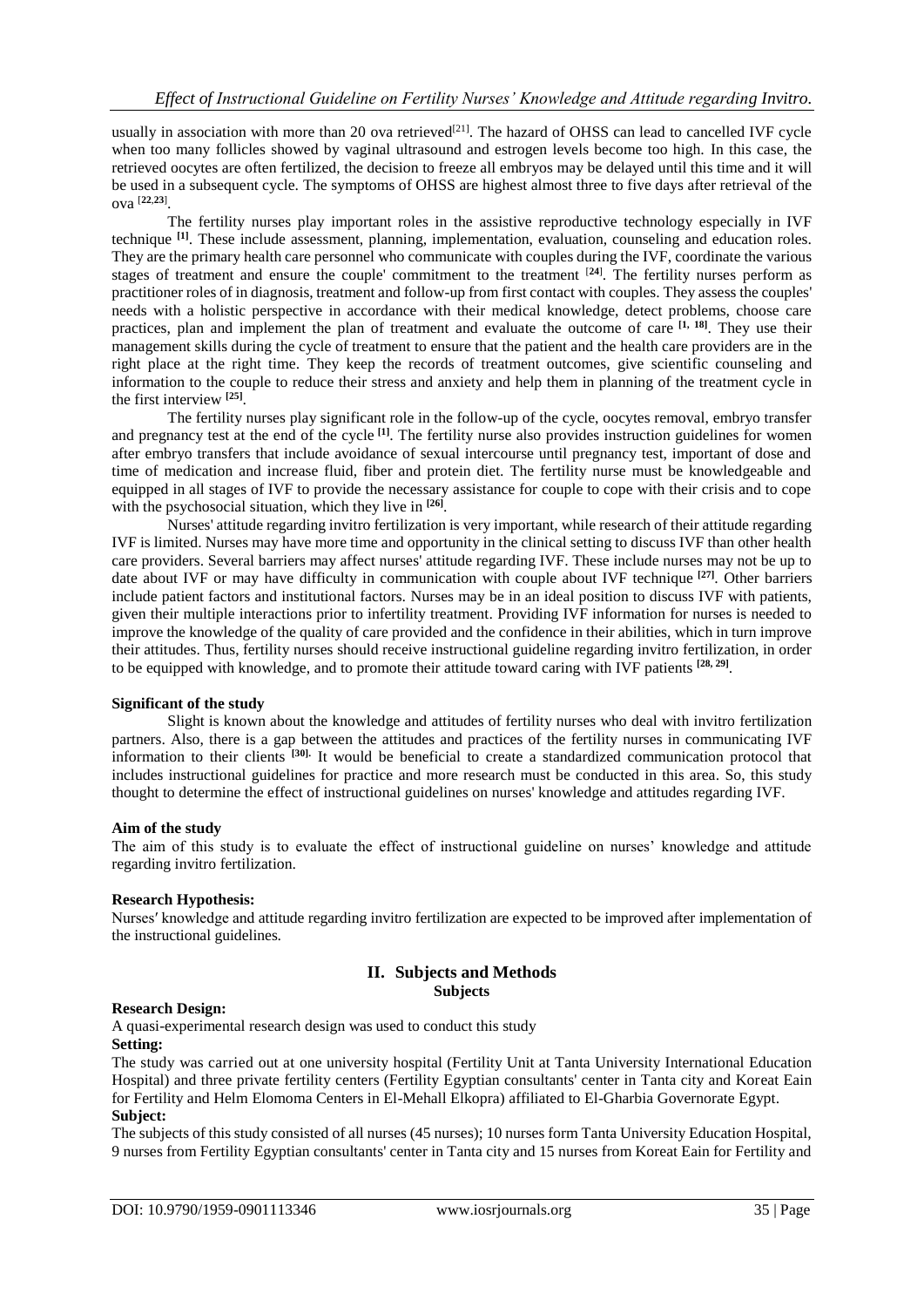usually in association with more than 20 ova retrieved[21]. The hazard of OHSS can lead to cancelled IVF cycle when too many follicles showed by vaginal ultrasound and estrogen levels become too high. In this case, the retrieved oocytes are often fertilized, the decision to freeze all embryos may be delayed until this time and it will be used in a subsequent cycle. The symptoms of OHSS are highest almost three to five days after retrieval of the ova [22,23].

The fertility nurses play important roles in the assistive reproductive technology especially in IVF technique [1]. These include assessment, planning, implementation, evaluation, counseling and education roles. They are the primary health care personnel who communicate with couples during the IVF, coordinate the various stages of treatment and ensure the couple' commitment to the treatment [24]. The fertility nurses perform as practitioner roles of in diagnosis, treatment and follow-up from first contact with couples. They assess the couples' needs with a holistic perspective in accordance with their medical knowledge, detect problems, choose care practices, plan and implement the plan of treatment and evaluate the outcome of care [1, 18]. They use their management skills during the cycle of treatment to ensure that the patient and the health care providers are in the right place at the right time. They keep the records of treatment outcomes, give scientific counseling and information to the couple to reduce their stress and anxiety and help them in planning of the treatment cycle in the first interview [25].

The fertility nurses play significant role in the follow-up of the cycle, oocytes removal, embryo transfer and pregnancy test at the end of the cycle [1]. The fertility nurse also provides instruction guidelines for women after embryo transfers that include avoidance of sexual intercourse until pregnancy test, important of dose and time of medication and increase fluid, fiber and protein diet. The fertility nurse must be knowledgeable and equipped in all stages of IVF to provide the necessary assistance for couple to cope with their crisis and to cope with the psychosocial situation, which they live in [26].

Nurses' attitude regarding invitro fertilization is very important, while research of their attitude regarding IVF is limited. Nurses may have more time and opportunity in the clinical setting to discuss IVF than other health care providers. Several barriers may affect nurses' attitude regarding IVF. These include nurses may not be up to date about IVF or may have difficulty in communication with couple about IVF technique [27]. Other barriers include patient factors and institutional factors. Nurses may be in an ideal position to discuss IVF with patients, given their multiple interactions prior to infertility treatment. Providing IVF information for nurses is needed to improve the knowledge of the quality of care provided and the confidence in their abilities, which in turn improve their attitudes. Thus, fertility nurses should receive instructional guideline regarding invitro fertilization, in order to be equipped with knowledge, and to promote their attitude toward caring with IVF patients [28, 29].

**Significant of the study**

Slight is known about the knowledge and attitudes of fertility nurses who deal with invitro fertilization partners. Also, there is a gap between the attitudes and practices of the fertility nurses in communicating IVF information to their clients [30]. It would be beneficial to create a standardized communication protocol that includes instructional guidelines for practice and more research must be conducted in this area. So, this study thought to determine the effect of instructional guidelines on nurses' knowledge and attitudes regarding IVF.

**Aim of the study**

The aim of this study is to evaluate the effect of instructional guideline on nurses' knowledge and attitude regarding invitro fertilization.

**Research Hypothesis:**

Nurses′ knowledge and attitude regarding invitro fertilization are expected to be improved after implementation of the instructional guidelines.

## II. Subjects and Methods

### Subjects

**Research Design:**

A quasi-experimental research design was used to conduct this study

**Setting:**

The study was carried out at one university hospital (Fertility Unit at Tanta University International Education Hospital) and three private fertility centers (Fertility Egyptian consultants' center in Tanta city and Koreat Eain for Fertility and Helm Elomoma Centers in El-Mehall Elkopra) affiliated to El-Gharbia Governorate Egypt.

**Subject:**

The subjects of this study consisted of all nurses (45 nurses); 10 nurses form Tanta University Education Hospital, 9 nurses from Fertility Egyptian consultants' center in Tanta city and 15 nurses from Koreat Eain for Fertility and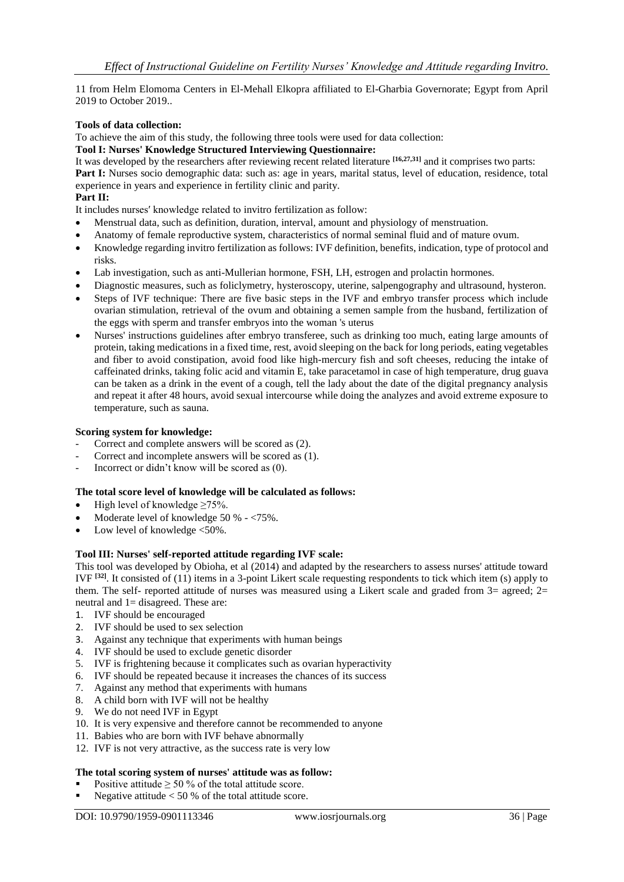11 from Helm Elomoma Centers in El-Mehall Elkopra affiliated to El-Gharbia Governorate; Egypt from April 2019 to October 2019..

**Tools of data collection:**

To achieve the aim of this study, the following three tools were used for data collection:

**Tool I: Nurses' Knowledge Structured Interviewing Questionnaire:**

It was developed by the researchers after reviewing recent related literature [16,27,31] and it comprises two parts:

**Part I:** Nurses socio demographic data: such as: age in years, marital status, level of education, residence, total experience in years and experience in fertility clinic and parity.

**Part II:**

It includes nurses′ knowledge related to invitro fertilization as follow:

- Menstrual data, such as definition, duration, interval, amount and physiology of menstruation.
- Anatomy of female reproductive system, characteristics of normal seminal fluid and of mature ovum.
- Knowledge regarding invitro fertilization as follows: IVF definition, benefits, indication, type of protocol and risks.
- Lab investigation, such as anti-Mullerian hormone, FSH, LH, estrogen and prolactin hormones.
- Diagnostic measures, such as foliclymetry, hysteroscopy, uterine, salpengography and ultrasound, hysteron.
- Steps of IVF technique: There are five basic steps in the IVF and embryo transfer process which include ovarian stimulation, retrieval of the ovum and obtaining a semen sample from the husband, fertilization of the eggs with sperm and transfer embryos into the woman 's uterus
- Nurses' instructions guidelines after embryo transferee, such as drinking too much, eating large amounts of protein, taking medications in a fixed time, rest, avoid sleeping on the back for long periods, eating vegetables and fiber to avoid constipation, avoid food like high-mercury fish and soft cheeses, reducing the intake of caffeinated drinks, taking folic acid and vitamin E, take paracetamol in case of high temperature, drug guava can be taken as a drink in the event of a cough, tell the lady about the date of the digital pregnancy analysis and repeat it after 48 hours, avoid sexual intercourse while doing the analyzes and avoid extreme exposure to temperature, such as sauna.

**Scoring system for knowledge:**

- Correct and complete answers will be scored as (2).
- Correct and incomplete answers will be scored as (1).
- Incorrect or didn't know will be scored as (0).

**The total score level of knowledge will be calculated as follows:**

- High level of knowledge ≥75%.
- Moderate level of knowledge 50 % - <75%.
- Low level of knowledge <50%.

**Tool III: Nurses' self-reported attitude regarding IVF scale:**

This tool was developed by Obioha, et al (2014) and adapted by the researchers to assess nurses' attitude toward IVF [32]. It consisted of (11) items in a 3-point Likert scale requesting respondents to tick which item (s) apply to them. The self- reported attitude of nurses was measured using a Likert scale and graded from 3= agreed; 2= neutral and 1= disagreed. These are:

1. IVF should be encouraged
2. IVF should be used to sex selection
3. Against any technique that experiments with human beings
4. IVF should be used to exclude genetic disorder
5. IVF is frightening because it complicates such as ovarian hyperactivity
6. IVF should be repeated because it increases the chances of its success
7. Against any method that experiments with humans
8. A child born with IVF will not be healthy
9. We do not need IVF in Egypt
10. It is very expensive and therefore cannot be recommended to anyone
11. Babies who are born with IVF behave abnormally
12. IVF is not very attractive, as the success rate is very low

**The total scoring system of nurses' attitude was as follow:**

- Positive attitude ≥ 50 % of the total attitude score.
- Negative attitude < 50 % of the total attitude score.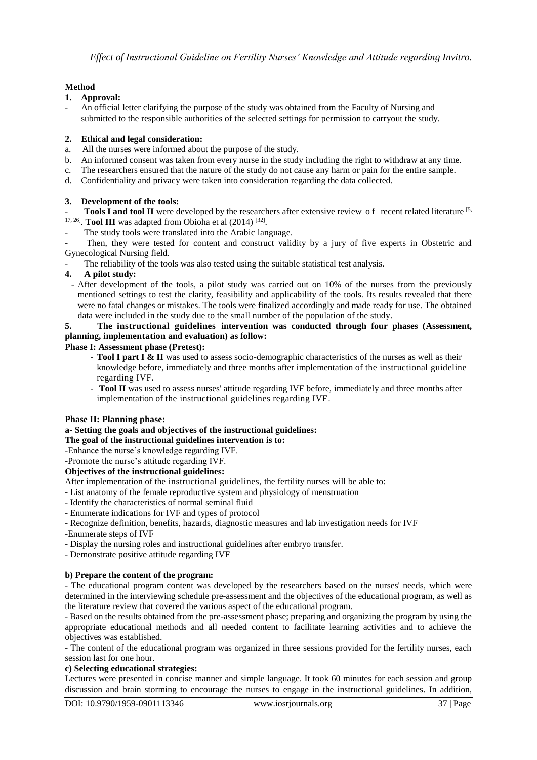## Method

### 1. Approval:

- An official letter clarifying the purpose of the study was obtained from the Faculty of Nursing and submitted to the responsible authorities of the selected settings for permission to carryout the study.

### 2. Ethical and legal consideration:

a. All the nurses were informed about the purpose of the study.
b. An informed consent was taken from every nurse in the study including the right to withdraw at any time.
c. The researchers ensured that the nature of the study do not cause any harm or pain for the entire sample.
d. Confidentiality and privacy were taken into consideration regarding the data collected.

### 3. Development of the tools:

- **Tools I and tool II** were developed by the researchers after extensive review of recent related literature [5, 17, 26]. **Tool III** was adapted from Obioha et al (2014) [32].
- The study tools were translated into the Arabic language.
- Then, they were tested for content and construct validity by a jury of five experts in Obstetric and Gynecological Nursing field.
- The reliability of the tools was also tested using the suitable statistical test analysis.

### 4. A pilot study:

- After development of the tools, a pilot study was carried out on 10% of the nurses from the previously mentioned settings to test the clarity, feasibility and applicability of the tools. Its results revealed that there were no fatal changes or mistakes. The tools were finalized accordingly and made ready for use. The obtained data were included in the study due to the small number of the population of the study.

### 5. The instructional guidelines intervention was conducted through four phases (Assessment, planning, implementation and evaluation) as follow:

**Phase I: Assessment phase (Pretest):**

- **Tool I part I & II** was used to assess socio-demographic characteristics of the nurses as well as their knowledge before, immediately and three months after implementation of the instructional guideline regarding IVF.
- **Tool II** was used to assess nurses' attitude regarding IVF before, immediately and three months after implementation of the instructional guidelines regarding IVF.

**Phase II: Planning phase:**

**a- Setting the goals and objectives of the instructional guidelines:**

**The goal of the instructional guidelines intervention is to:**

-Enhance the nurse's knowledge regarding IVF.
-Promote the nurse's attitude regarding IVF.

**Objectives of the instructional guidelines:**

After implementation of the instructional guidelines, the fertility nurses will be able to:

- List anatomy of the female reproductive system and physiology of menstruation
- Identify the characteristics of normal seminal fluid
- Enumerate indications for IVF and types of protocol
- Recognize definition, benefits, hazards, diagnostic measures and lab investigation needs for IVF
- Enumerate steps of IVF
- Display the nursing roles and instructional guidelines after embryo transfer.
- Demonstrate positive attitude regarding IVF

**b) Prepare the content of the program:**

- The educational program content was developed by the researchers based on the nurses' needs, which were determined in the interviewing schedule pre-assessment and the objectives of the educational program, as well as the literature review that covered the various aspect of the educational program.
- Based on the results obtained from the pre-assessment phase; preparing and organizing the program by using the appropriate educational methods and all needed content to facilitate learning activities and to achieve the objectives was established.
- The content of the educational program was organized in three sessions provided for the fertility nurses, each session last for one hour.

**c) Selecting educational strategies:**

Lectures were presented in concise manner and simple language. It took 60 minutes for each session and group discussion and brain storming to encourage the nurses to engage in the instructional guidelines. In addition,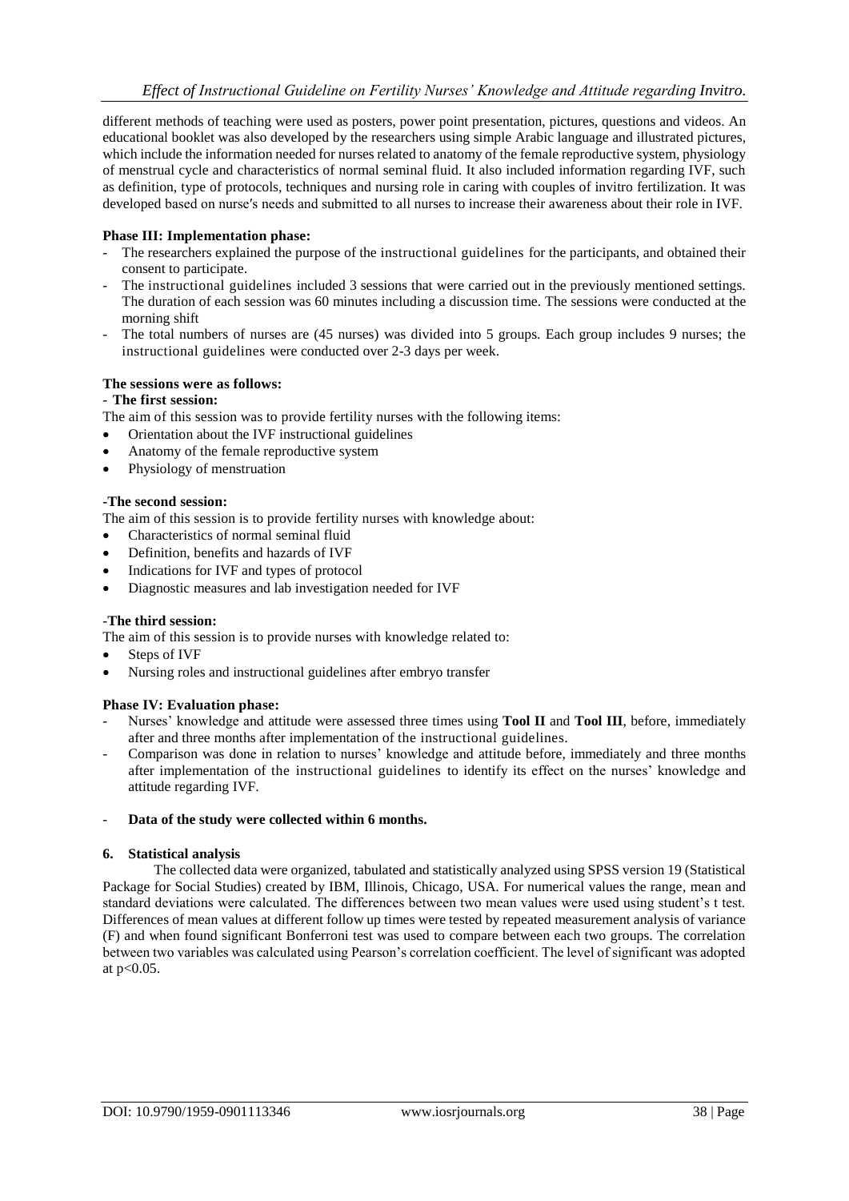different methods of teaching were used as posters, power point presentation, pictures, questions and videos. An educational booklet was also developed by the researchers using simple Arabic language and illustrated pictures, which include the information needed for nurses related to anatomy of the female reproductive system, physiology of menstrual cycle and characteristics of normal seminal fluid. It also included information regarding IVF, such as definition, type of protocols, techniques and nursing role in caring with couples of invitro fertilization. It was developed based on nurse′s needs and submitted to all nurses to increase their awareness about their role in IVF.

**Phase III: Implementation phase:**

- The researchers explained the purpose of the instructional guidelines for the participants, and obtained their consent to participate.
- The instructional guidelines included 3 sessions that were carried out in the previously mentioned settings. The duration of each session was 60 minutes including a discussion time. The sessions were conducted at the morning shift
- The total numbers of nurses are (45 nurses) was divided into 5 groups. Each group includes 9 nurses; the instructional guidelines were conducted over 2-3 days per week.

**The sessions were as follows:**

- **The first session:**

The aim of this session was to provide fertility nurses with the following items:

- Orientation about the IVF instructional guidelines
- Anatomy of the female reproductive system
- Physiology of menstruation

**-The second session:**

The aim of this session is to provide fertility nurses with knowledge about:

- Characteristics of normal seminal fluid
- Definition, benefits and hazards of IVF
- Indications for IVF and types of protocol
- Diagnostic measures and lab investigation needed for IVF

**-The third session:**

The aim of this session is to provide nurses with knowledge related to:

- Steps of IVF
- Nursing roles and instructional guidelines after embryo transfer

**Phase IV: Evaluation phase:**

- Nurses' knowledge and attitude were assessed three times using **Tool II** and **Tool III**, before, immediately after and three months after implementation of the instructional guidelines.
- Comparison was done in relation to nurses' knowledge and attitude before, immediately and three months after implementation of the instructional guidelines to identify its effect on the nurses' knowledge and attitude regarding IVF.

- **Data of the study were collected within 6 months.**

**6. Statistical analysis**

The collected data were organized, tabulated and statistically analyzed using SPSS version 19 (Statistical Package for Social Studies) created by IBM, Illinois, Chicago, USA. For numerical values the range, mean and standard deviations were calculated. The differences between two mean values were used using student's t test. Differences of mean values at different follow up times were tested by repeated measurement analysis of variance (F) and when found significant Bonferroni test was used to compare between each two groups. The correlation between two variables was calculated using Pearson's correlation coefficient. The level of significant was adopted at $p<0.05$.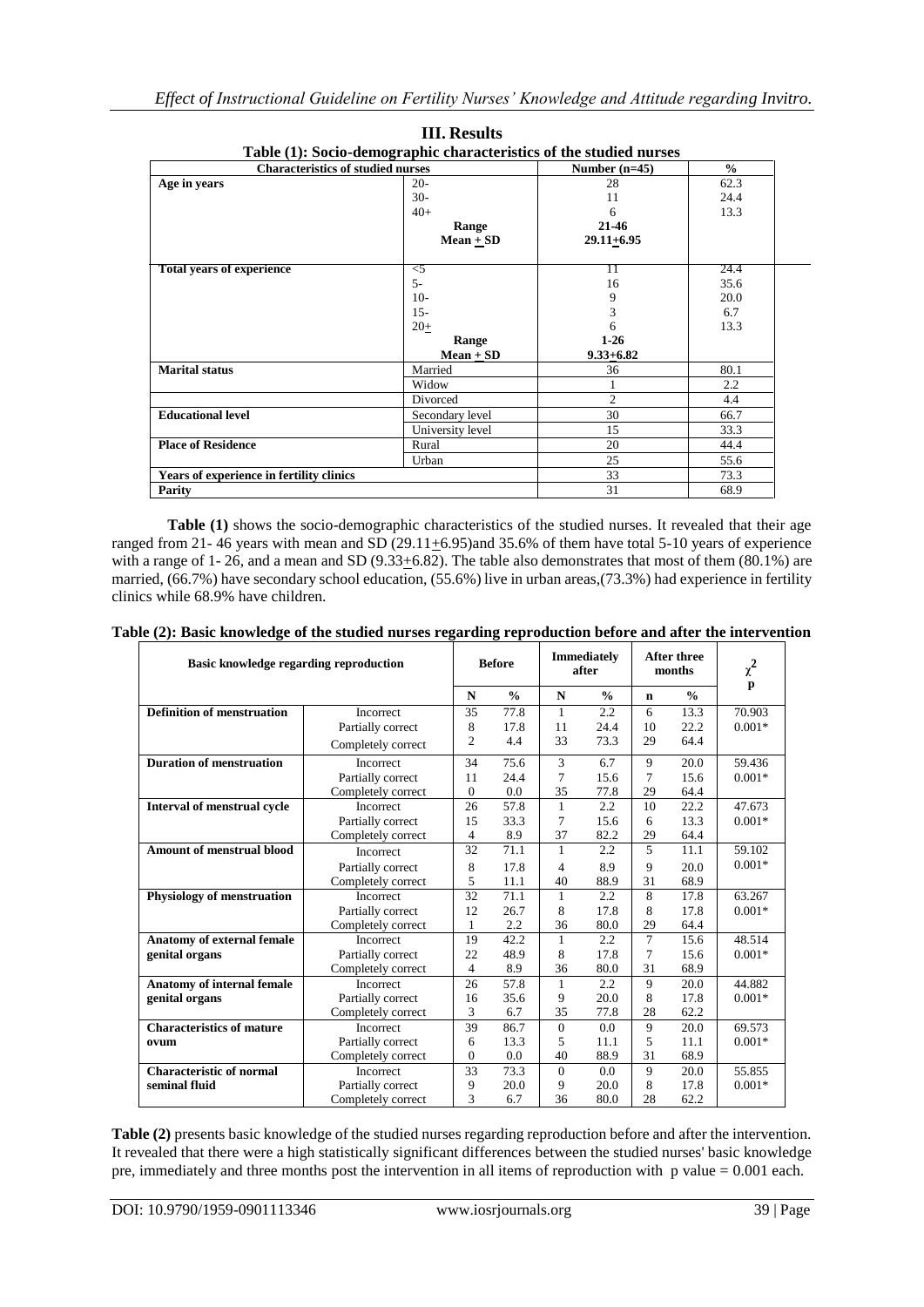## III. Results

**Table (1): Socio-demographic characteristics of the studied nurses**

| Characteristics of studied nurses | | Number (n=45) | % |
|---|---|---|---|
| **Age in years** | 20- | 28 | 62.3 |
| | 30- | 11 | 24.4 |
| | 40+ | 6 | 13.3 |
| | **Range** | **21-46** | |
| | **Mean + SD** | **29.11+6.95** | |
| **Total years of experience** | <5 | 11 | 24.4 |
| | 5- | 16 | 35.6 |
| | 10- | 9 | 20.0 |
| | 15- | 3 | 6.7 |
| | 20+ | 6 | 13.3 |
| | **Range** | **1-26** | |
| | **Mean + SD** | **9.33+6.82** | |
| **Marital status** | Married | 36 | 80.1 |
| | Widow | 1 | 2.2 |
| | Divorced | 2 | 4.4 |
| **Educational level** | Secondary level | 30 | 66.7 |
| | University level | 15 | 33.3 |
| **Place of Residence** | Rural | 20 | 44.4 |
| | Urban | 25 | 55.6 |
| **Years of experience in fertility clinics** | | 33 | 73.3 |
| **Parity** | | 31 | 68.9 |

**Table (1)** shows the socio-demographic characteristics of the studied nurses. It revealed that their age ranged from 21- 46 years with mean and SD (29.11+6.95)and 35.6% of them have total 5-10 years of experience with a range of 1- 26, and a mean and SD (9.33+6.82). The table also demonstrates that most of them (80.1%) are married, (66.7%) have secondary school education, (55.6%) live in urban areas,(73.3%) had experience in fertility clinics while 68.9% have children.

**Table (2): Basic knowledge of the studied nurses regarding reproduction before and after the intervention**

| Basic knowledge regarding reproduction | | Before | | Immediately after | | After three months | | $\chi^2$ p |
|---|---|---|---|---|---|---|---|---|
| | | N | % | N | % | n | % | |
| **Definition of menstruation** | Incorrect | 35 | 77.8 | 1 | 2.2 | 6 | 13.3 | 70.903 |
| | Partially correct | 8 | 17.8 | 11 | 24.4 | 10 | 22.2 | 0.001* |
| | Completely correct | 2 | 4.4 | 33 | 73.3 | 29 | 64.4 | |
| **Duration of menstruation** | Incorrect | 34 | 75.6 | 3 | 6.7 | 9 | 20.0 | 59.436 |
| | Partially correct | 11 | 24.4 | 7 | 15.6 | 7 | 15.6 | 0.001* |
| | Completely correct | 0 | 0.0 | 35 | 77.8 | 29 | 64.4 | |
| **Interval of menstrual cycle** | Incorrect | 26 | 57.8 | 1 | 2.2 | 10 | 22.2 | 47.673 |
| | Partially correct | 15 | 33.3 | 7 | 15.6 | 6 | 13.3 | 0.001* |
| | Completely correct | 4 | 8.9 | 37 | 82.2 | 29 | 64.4 | |
| **Amount of menstrual blood** | Incorrect | 32 | 71.1 | 1 | 2.2 | 5 | 11.1 | 59.102 |
| | Partially correct | 8 | 17.8 | 4 | 8.9 | 9 | 20.0 | 0.001* |
| | Completely correct | 5 | 11.1 | 40 | 88.9 | 31 | 68.9 | |
| **Physiology of menstruation** | Incorrect | 32 | 71.1 | 1 | 2.2 | 8 | 17.8 | 63.267 |
| | Partially correct | 12 | 26.7 | 8 | 17.8 | 8 | 17.8 | 0.001* |
| | Completely correct | 1 | 2.2 | 36 | 80.0 | 29 | 64.4 | |
| **Anatomy of external female genital organs** | Incorrect | 19 | 42.2 | 1 | 2.2 | 7 | 15.6 | 48.514 |
| | Partially correct | 22 | 48.9 | 8 | 17.8 | 7 | 15.6 | 0.001* |
| | Completely correct | 4 | 8.9 | 36 | 80.0 | 31 | 68.9 | |
| **Anatomy of internal female genital organs** | Incorrect | 26 | 57.8 | 1 | 2.2 | 9 | 20.0 | 44.882 |
| | Partially correct | 16 | 35.6 | 9 | 20.0 | 8 | 17.8 | 0.001* |
| | Completely correct | 3 | 6.7 | 35 | 77.8 | 28 | 62.2 | |
| **Characteristics of mature ovum** | Incorrect | 39 | 86.7 | 0 | 0.0 | 9 | 20.0 | 69.573 |
| | Partially correct | 6 | 13.3 | 5 | 11.1 | 5 | 11.1 | 0.001* |
| | Completely correct | 0 | 0.0 | 40 | 88.9 | 31 | 68.9 | |
| **Characteristic of normal seminal fluid** | Incorrect | 33 | 73.3 | 0 | 0.0 | 9 | 20.0 | 55.855 |
| | Partially correct | 9 | 20.0 | 9 | 20.0 | 8 | 17.8 | 0.001* |
| | Completely correct | 3 | 6.7 | 36 | 80.0 | 28 | 62.2 | |

**Table (2)** presents basic knowledge of the studied nurses regarding reproduction before and after the intervention. It revealed that there were a high statistically significant differences between the studied nurses' basic knowledge pre, immediately and three months post the intervention in all items of reproduction with p value = 0.001 each.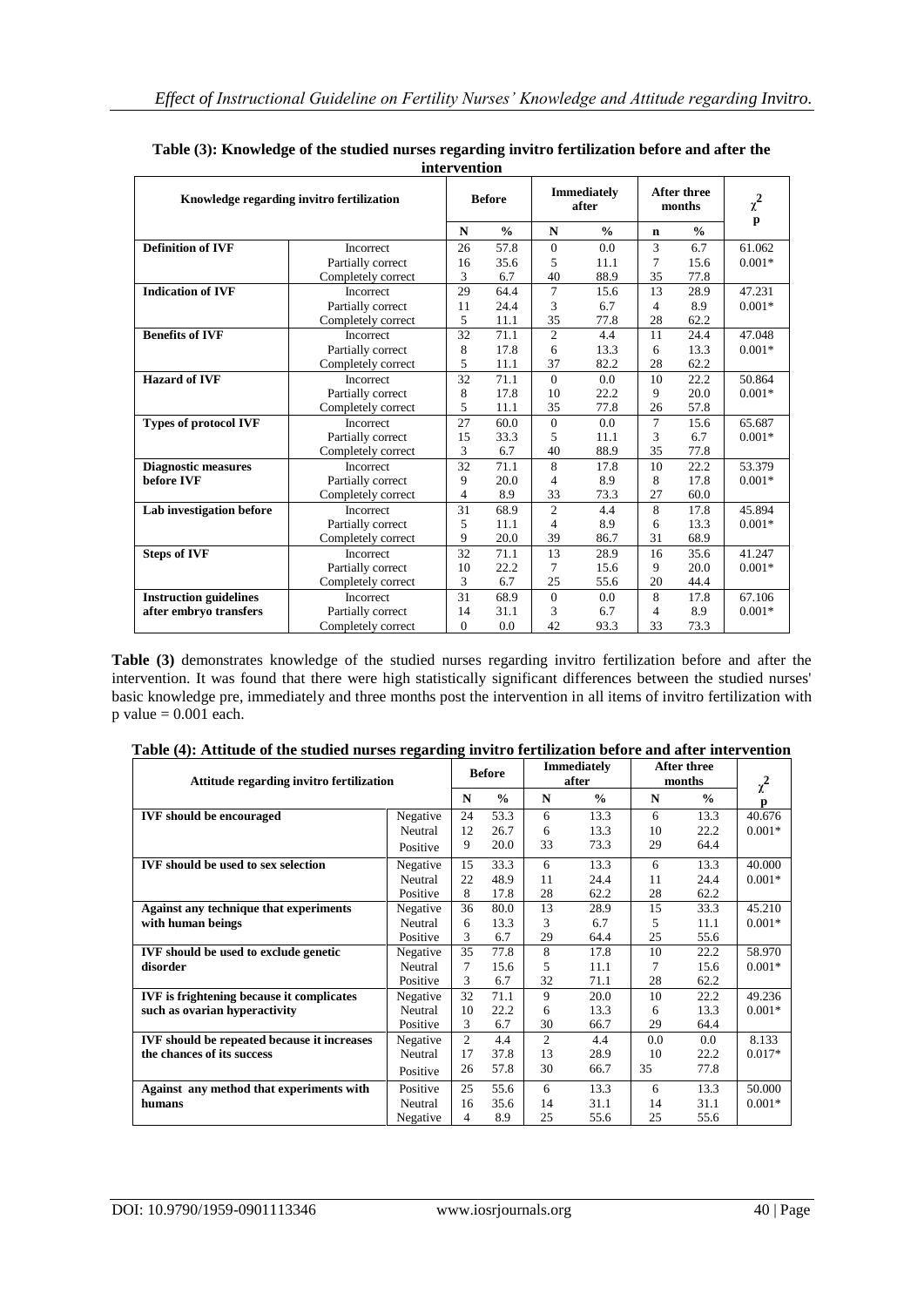**Table (3): Knowledge of the studied nurses regarding invitro fertilization before and after the intervention**

| Knowledge regarding invitro fertilization | | Before | | Immediately after | | After three months | | $\chi^2$ p |
|---|---|---|---|---|---|---|---|---|
| | | N | % | N | % | n | % | |
| **Definition of IVF** | Incorrect | 26 | 57.8 | 0 | 0.0 | 3 | 6.7 | 61.062 |
| | Partially correct | 16 | 35.6 | 5 | 11.1 | 7 | 15.6 | 0.001* |
| | Completely correct | 3 | 6.7 | 40 | 88.9 | 35 | 77.8 | |
| **Indication of IVF** | Incorrect | 29 | 64.4 | 7 | 15.6 | 13 | 28.9 | 47.231 |
| | Partially correct | 11 | 24.4 | 3 | 6.7 | 4 | 8.9 | 0.001* |
| | Completely correct | 5 | 11.1 | 35 | 77.8 | 28 | 62.2 | |
| **Benefits of IVF** | Incorrect | 32 | 71.1 | 2 | 4.4 | 11 | 24.4 | 47.048 |
| | Partially correct | 8 | 17.8 | 6 | 13.3 | 6 | 13.3 | 0.001* |
| | Completely correct | 5 | 11.1 | 37 | 82.2 | 28 | 62.2 | |
| **Hazard of IVF** | Incorrect | 32 | 71.1 | 0 | 0.0 | 10 | 22.2 | 50.864 |
| | Partially correct | 8 | 17.8 | 10 | 22.2 | 9 | 20.0 | 0.001* |
| | Completely correct | 5 | 11.1 | 35 | 77.8 | 26 | 57.8 | |
| **Types of protocol IVF** | Incorrect | 27 | 60.0 | 0 | 0.0 | 7 | 15.6 | 65.687 |
| | Partially correct | 15 | 33.3 | 5 | 11.1 | 3 | 6.7 | 0.001* |
| | Completely correct | 3 | 6.7 | 40 | 88.9 | 35 | 77.8 | |
| **Diagnostic measures before IVF** | Incorrect | 32 | 71.1 | 8 | 17.8 | 10 | 22.2 | 53.379 |
| | Partially correct | 9 | 20.0 | 4 | 8.9 | 8 | 17.8 | 0.001* |
| | Completely correct | 4 | 8.9 | 33 | 73.3 | 27 | 60.0 | |
| **Lab investigation before** | Incorrect | 31 | 68.9 | 2 | 4.4 | 8 | 17.8 | 45.894 |
| | Partially correct | 5 | 11.1 | 4 | 8.9 | 6 | 13.3 | 0.001* |
| | Completely correct | 9 | 20.0 | 39 | 86.7 | 31 | 68.9 | |
| **Steps of IVF** | Incorrect | 32 | 71.1 | 13 | 28.9 | 16 | 35.6 | 41.247 |
| | Partially correct | 10 | 22.2 | 7 | 15.6 | 9 | 20.0 | 0.001* |
| | Completely correct | 3 | 6.7 | 25 | 55.6 | 20 | 44.4 | |
| **Instruction guidelines after embryo transfers** | Incorrect | 31 | 68.9 | 0 | 0.0 | 8 | 17.8 | 67.106 |
| | Partially correct | 14 | 31.1 | 3 | 6.7 | 4 | 8.9 | 0.001* |
| | Completely correct | 0 | 0.0 | 42 | 93.3 | 33 | 73.3 | |

**Table (3)** demonstrates knowledge of the studied nurses regarding invitro fertilization before and after the intervention. It was found that there were high statistically significant differences between the studied nurses' basic knowledge pre, immediately and three months post the intervention in all items of invitro fertilization with p value = 0.001 each.

**Table (4): Attitude of the studied nurses regarding invitro fertilization before and after intervention**

| Attitude regarding invitro fertilization | | Before | | Immediately after | | After three months | | $\chi^2$ p |
|---|---|---|---|---|---|---|---|---|
| | | N | % | N | % | N | % | |
| **IVF should be encouraged** | Negative | 24 | 53.3 | 6 | 13.3 | 6 | 13.3 | 40.676 |
| | Neutral | 12 | 26.7 | 6 | 13.3 | 10 | 22.2 | 0.001* |
| | Positive | 9 | 20.0 | 33 | 73.3 | 29 | 64.4 | |
| **IVF should be used to sex selection** | Negative | 15 | 33.3 | 6 | 13.3 | 6 | 13.3 | 40.000 |
| | Neutral | 22 | 48.9 | 11 | 24.4 | 11 | 24.4 | 0.001* |
| | Positive | 8 | 17.8 | 28 | 62.2 | 28 | 62.2 | |
| **Against any technique that experiments with human beings** | Negative | 36 | 80.0 | 13 | 28.9 | 15 | 33.3 | 45.210 |
| | Neutral | 6 | 13.3 | 3 | 6.7 | 5 | 11.1 | 0.001* |
| | Positive | 3 | 6.7 | 29 | 64.4 | 25 | 55.6 | |
| **IVF should be used to exclude genetic disorder** | Negative | 35 | 77.8 | 8 | 17.8 | 10 | 22.2 | 58.970 |
| | Neutral | 7 | 15.6 | 5 | 11.1 | 7 | 15.6 | 0.001* |
| | Positive | 3 | 6.7 | 32 | 71.1 | 28 | 62.2 | |
| **IVF is frightening because it complicates such as ovarian hyperactivity** | Negative | 32 | 71.1 | 9 | 20.0 | 10 | 22.2 | 49.236 |
| | Neutral | 10 | 22.2 | 6 | 13.3 | 6 | 13.3 | 0.001* |
| | Positive | 3 | 6.7 | 30 | 66.7 | 29 | 64.4 | |
| **IVF should be repeated because it increases the chances of its success** | Negative | 2 | 4.4 | 2 | 4.4 | 0.0 | 0.0 | 8.133 |
| | Neutral | 17 | 37.8 | 13 | 28.9 | 10 | 22.2 | 0.017* |
| | Positive | 26 | 57.8 | 30 | 66.7 | 35 | 77.8 | |
| **Against any method that experiments with humans** | Positive | 25 | 55.6 | 6 | 13.3 | 6 | 13.3 | 50.000 |
| | Neutral | 16 | 35.6 | 14 | 31.1 | 14 | 31.1 | 0.001* |
| | Negative | 4 | 8.9 | 25 | 55.6 | 25 | 55.6 | |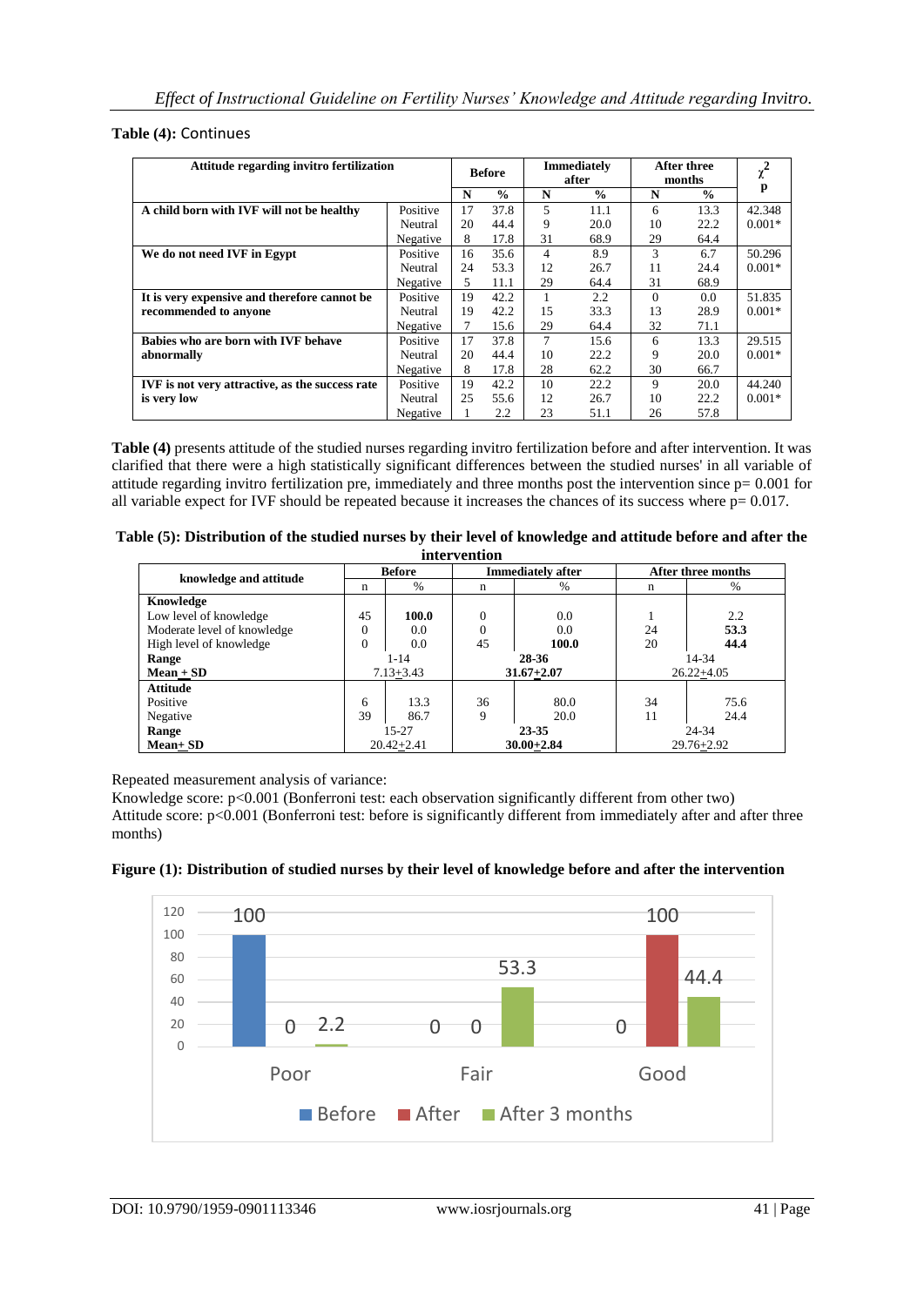**Table (4):** Continues

| Attitude regarding invitro fertilization | | Before | | Immediately after | | After three months | | $\chi^2$ p |
|---|---|---|---|---|---|---|---|---|
| | | N | % | N | % | N | % | |
| **A child born with IVF will not be healthy** | Positive | 17 | 37.8 | 5 | 11.1 | 6 | 13.3 | 42.348 |
| | Neutral | 20 | 44.4 | 9 | 20.0 | 10 | 22.2 | 0.001* |
| | Negative | 8 | 17.8 | 31 | 68.9 | 29 | 64.4 | |
| **We do not need IVF in Egypt** | Positive | 16 | 35.6 | 4 | 8.9 | 3 | 6.7 | 50.296 |
| | Neutral | 24 | 53.3 | 12 | 26.7 | 11 | 24.4 | 0.001* |
| | Negative | 5 | 11.1 | 29 | 64.4 | 31 | 68.9 | |
| **It is very expensive and therefore cannot be recommended to anyone** | Positive | 19 | 42.2 | 1 | 2.2 | 0 | 0.0 | 51.835 |
| | Neutral | 19 | 42.2 | 15 | 33.3 | 13 | 28.9 | 0.001* |
| | Negative | 7 | 15.6 | 29 | 64.4 | 32 | 71.1 | |
| **Babies who are born with IVF behave abnormally** | Positive | 17 | 37.8 | 7 | 15.6 | 6 | 13.3 | 29.515 |
| | Neutral | 20 | 44.4 | 10 | 22.2 | 9 | 20.0 | 0.001* |
| | Negative | 8 | 17.8 | 28 | 62.2 | 30 | 66.7 | |
| **IVF is not very attractive, as the success rate is very low** | Positive | 19 | 42.2 | 10 | 22.2 | 9 | 20.0 | 44.240 |
| | Neutral | 25 | 55.6 | 12 | 26.7 | 10 | 22.2 | 0.001* |
| | Negative | 1 | 2.2 | 23 | 51.1 | 26 | 57.8 | |

**Table (4)** presents attitude of the studied nurses regarding invitro fertilization before and after intervention. It was clarified that there were a high statistically significant differences between the studied nurses' in all variable of attitude regarding invitro fertilization pre, immediately and three months post the intervention since p= 0.001 for all variable expect for IVF should be repeated because it increases the chances of its success where p= 0.017.

**Table (5): Distribution of the studied nurses by their level of knowledge and attitude before and after the intervention**

| knowledge and attitude | Before | | Immediately after | | After three months | |
|---|---|---|---|---|---|---|
| | n | % | n | % | n | % |
| **Knowledge** | | | | | | |
| Low level of knowledge | 45 | **100.0** | 0 | 0.0 | 1 | 2.2 |
| Moderate level of knowledge | 0 | 0.0 | 0 | 0.0 | 24 | **53.3** |
| High level of knowledge | 0 | 0.0 | 45 | **100.0** | 20 | **44.4** |
| **Range** | 1-14 | | **28-36** | | 14-34 | |
| **Mean + SD** | 7.13+3.43 | | **31.67+2.07** | | 26.22+4.05 | |
| **Attitude** | | | | | | |
| Positive | 6 | 13.3 | 36 | 80.0 | 34 | 75.6 |
| Negative | 39 | 86.7 | 9 | 20.0 | 11 | 24.4 |
| **Range** | 15-27 | | **23-35** | | 24-34 | |
| **Mean+ SD** | 20.42+2.41 | | **30.00+2.84** | | 29.76+2.92 | |

Repeated measurement analysis of variance:
Knowledge score: p<0.001 (Bonferroni test: each observation significantly different from other two)
Attitude score: p<0.001 (Bonferroni test: before is significantly different from immediately after and after three months)

**Figure (1): Distribution of studied nurses by their level of knowledge before and after the intervention**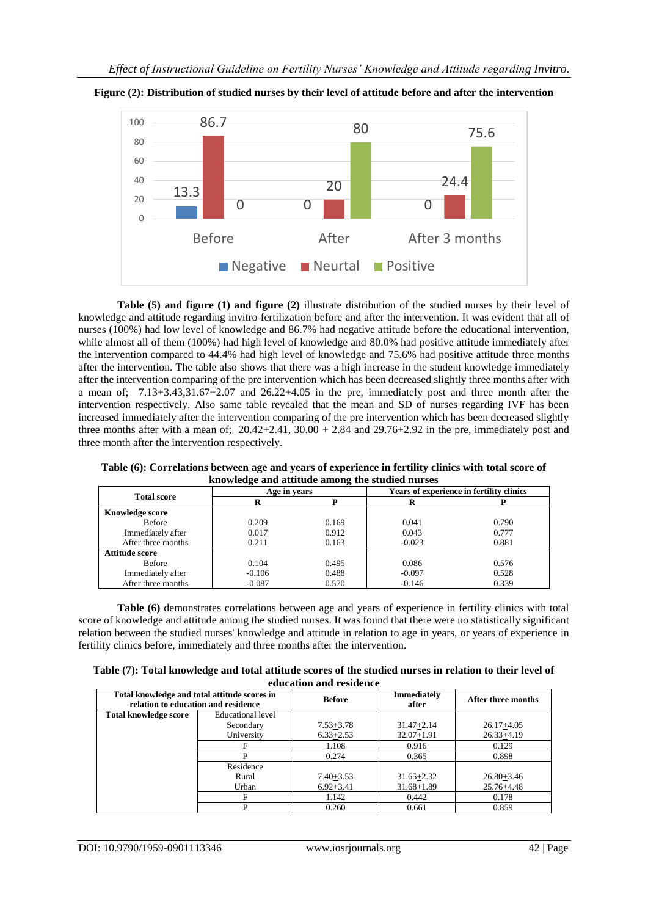**Figure (2): Distribution of studied nurses by their level of attitude before and after the intervention**

**Table (5) and figure (1) and figure (2)** illustrate distribution of the studied nurses by their level of knowledge and attitude regarding invitro fertilization before and after the intervention. It was evident that all of nurses (100%) had low level of knowledge and 86.7% had negative attitude before the educational intervention, while almost all of them (100%) had high level of knowledge and 80.0% had positive attitude immediately after the intervention compared to 44.4% had high level of knowledge and 75.6% had positive attitude three months after the intervention. The table also shows that there was a high increase in the student knowledge immediately after the intervention comparing of the pre intervention which has been decreased slightly three months after with a mean of; 7.13+3.43,31.67+2.07 and 26.22+4.05 in the pre, immediately post and three month after the intervention respectively. Also same table revealed that the mean and SD of nurses regarding IVF has been increased immediately after the intervention comparing of the pre intervention which has been decreased slightly three months after with a mean of; 20.42+2.41, 30.00 + 2.84 and 29.76+2.92 in the pre, immediately post and three month after the intervention respectively.

**Table (6): Correlations between age and years of experience in fertility clinics with total score of knowledge and attitude among the studied nurses**

| Total score | Age in years | | Years of experience in fertility clinics | |
|---|---|---|---|---|
| | R | P | R | P |
| **Knowledge score** | | | | |
| Before | 0.209 | 0.169 | 0.041 | 0.790 |
| Immediately after | 0.017 | 0.912 | 0.043 | 0.777 |
| After three months | 0.211 | 0.163 | -0.023 | 0.881 |
| **Attitude score** | | | | |
| Before | 0.104 | 0.495 | 0.086 | 0.576 |
| Immediately after | -0.106 | 0.488 | -0.097 | 0.528 |
| After three months | -0.087 | 0.570 | -0.146 | 0.339 |

**Table (6)** demonstrates correlations between age and years of experience in fertility clinics with total score of knowledge and attitude among the studied nurses. It was found that there were no statistically significant relation between the studied nurses' knowledge and attitude in relation to age in years, or years of experience in fertility clinics before, immediately and three months after the intervention.

**Table (7): Total knowledge and total attitude scores of the studied nurses in relation to their level of education and residence**

| Total knowledge and total attitude scores in relation to education and residence | | Before | Immediately after | After three months |
|---|---|---|---|---|
| **Total knowledge score** | Educational level | | | |
| | Secondary | 7.53±3.78 | 31.47±2.14 | 26.17±4.05 |
| | University | 6.33±2.53 | 32.07±1.91 | 26.33±4.19 |
| | F | 1.108 | 0.916 | 0.129 |
| | P | 0.274 | 0.365 | 0.898 |
| | Residence | | | |
| | Rural | 7.40±3.53 | 31.65±2.32 | 26.80±3.46 |
| | Urban | 6.92±3.41 | 31.68±1.89 | 25.76±4.48 |
| | F | 1.142 | 0.442 | 0.178 |
| | P | 0.260 | 0.661 | 0.859 |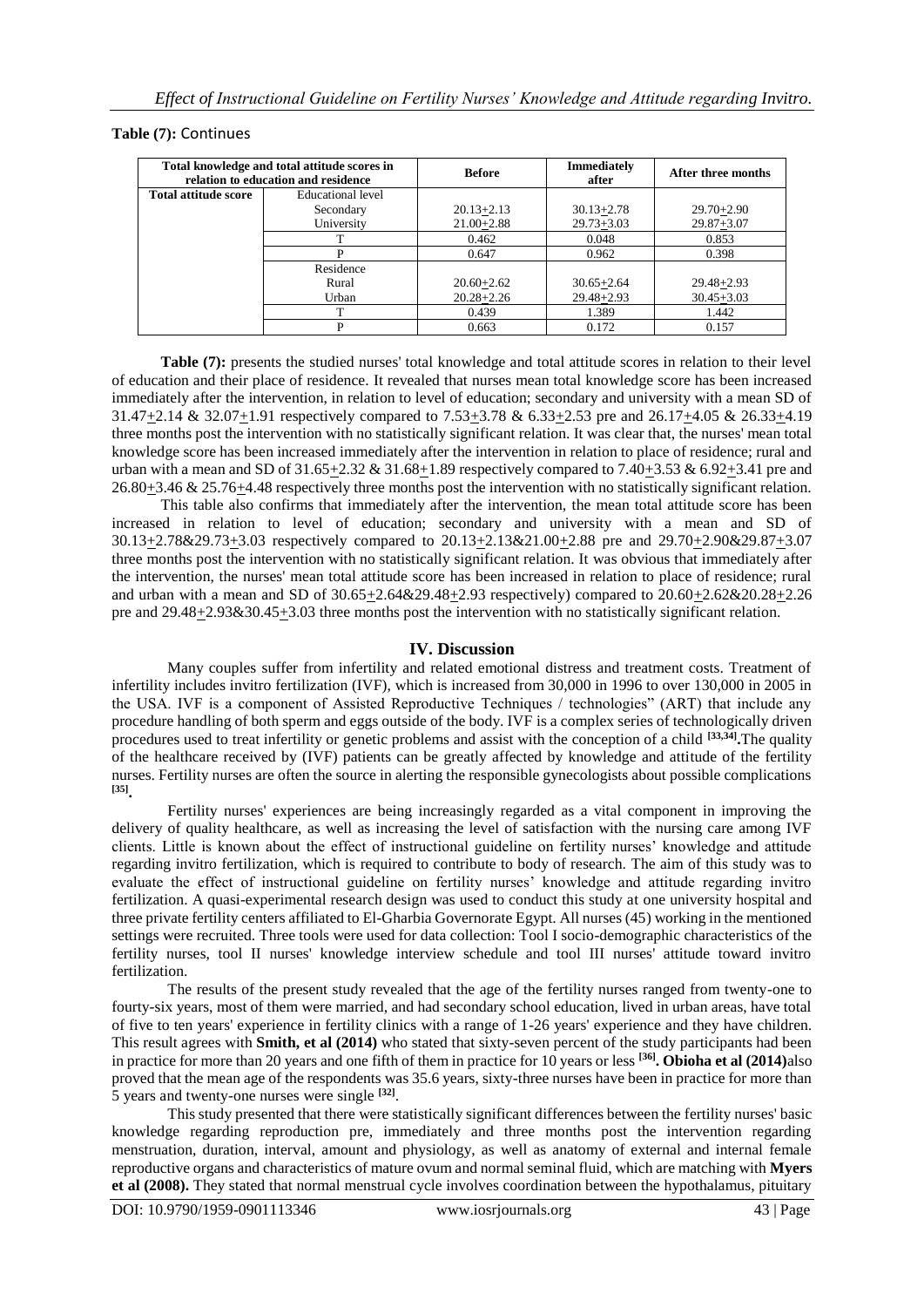**Table (7):** Continues

| Total knowledge and total attitude scores in relation to education and residence | | Before | Immediately after | After three months |
|---|---|---|---|---|
| **Total attitude score** | Educational level | | | |
| | Secondary | 20.13+2.13 | 30.13+2.78 | 29.70+2.90 |
| | University | 21.00+2.88 | 29.73+3.03 | 29.87+3.07 |
| | T | 0.462 | 0.048 | 0.853 |
| | P | 0.647 | 0.962 | 0.398 |
| | Residence | | | |
| | Rural | 20.60+2.62 | 30.65+2.64 | 29.48+2.93 |
| | Urban | 20.28+2.26 | 29.48+2.93 | 30.45+3.03 |
| | T | 0.439 | 1.389 | 1.442 |
| | P | 0.663 | 0.172 | 0.157 |

**Table (7):** presents the studied nurses' total knowledge and total attitude scores in relation to their level of education and their place of residence. It revealed that nurses mean total knowledge score has been increased immediately after the intervention, in relation to level of education; secondary and university with a mean SD of 31.47+2.14 & 32.07+1.91 respectively compared to 7.53+3.78 & 6.33+2.53 pre and 26.17+4.05 & 26.33+4.19 three months post the intervention with no statistically significant relation. It was clear that, the nurses' mean total knowledge score has been increased immediately after the intervention in relation to place of residence; rural and urban with a mean and SD of 31.65+2.32 & 31.68+1.89 respectively compared to 7.40+3.53 & 6.92+3.41 pre and 26.80+3.46 & 25.76+4.48 respectively three months post the intervention with no statistically significant relation.

This table also confirms that immediately after the intervention, the mean total attitude score has been increased in relation to level of education; secondary and university with a mean and SD of 30.13+2.78&29.73+3.03 respectively compared to 20.13+2.13&21.00+2.88 pre and 29.70+2.90&29.87+3.07 three months post the intervention with no statistically significant relation. It was obvious that immediately after the intervention, the nurses' mean total attitude score has been increased in relation to place of residence; rural and urban with a mean and SD of 30.65+2.64&29.48+2.93 respectively) compared to 20.60+2.62&20.28+2.26 pre and 29.48+2.93&30.45+3.03 three months post the intervention with no statistically significant relation.

## IV. Discussion

Many couples suffer from infertility and related emotional distress and treatment costs. Treatment of infertility includes invitro fertilization (IVF), which is increased from 30,000 in 1996 to over 130,000 in 2005 in the USA. IVF is a component of Assisted Reproductive Techniques / technologies" (ART) that include any procedure handling of both sperm and eggs outside of the body. IVF is a complex series of technologically driven procedures used to treat infertility or genetic problems and assist with the conception of a child [33,34]. The quality of the healthcare received by (IVF) patients can be greatly affected by knowledge and attitude of the fertility nurses. Fertility nurses are often the source in alerting the responsible gynecologists about possible complications [35].

Fertility nurses' experiences are being increasingly regarded as a vital component in improving the delivery of quality healthcare, as well as increasing the level of satisfaction with the nursing care among IVF clients. Little is known about the effect of instructional guideline on fertility nurses' knowledge and attitude regarding invitro fertilization, which is required to contribute to body of research. The aim of this study was to evaluate the effect of instructional guideline on fertility nurses' knowledge and attitude regarding invitro fertilization. A quasi-experimental research design was used to conduct this study at one university hospital and three private fertility centers affiliated to El-Gharbia Governorate Egypt. All nurses (45) working in the mentioned settings were recruited. Three tools were used for data collection: Tool I socio-demographic characteristics of the fertility nurses, tool II nurses' knowledge interview schedule and tool III nurses' attitude toward invitro fertilization.

The results of the present study revealed that the age of the fertility nurses ranged from twenty-one to fourty-six years, most of them were married, and had secondary school education, lived in urban areas, have total of five to ten years' experience in fertility clinics with a range of 1-26 years' experience and they have children. This result agrees with **Smith, et al (2014)** who stated that sixty-seven percent of the study participants had been in practice for more than 20 years and one fifth of them in practice for 10 years or less [36]. **Obioha et al (2014)** also proved that the mean age of the respondents was 35.6 years, sixty-three nurses have been in practice for more than 5 years and twenty-one nurses were single [32].

This study presented that there were statistically significant differences between the fertility nurses' basic knowledge regarding reproduction pre, immediately and three months post the intervention regarding menstruation, duration, interval, amount and physiology, as well as anatomy of external and internal female reproductive organs and characteristics of mature ovum and normal seminal fluid, which are matching with **Myers et al (2008).** They stated that normal menstrual cycle involves coordination between the hypothalamus, pituitary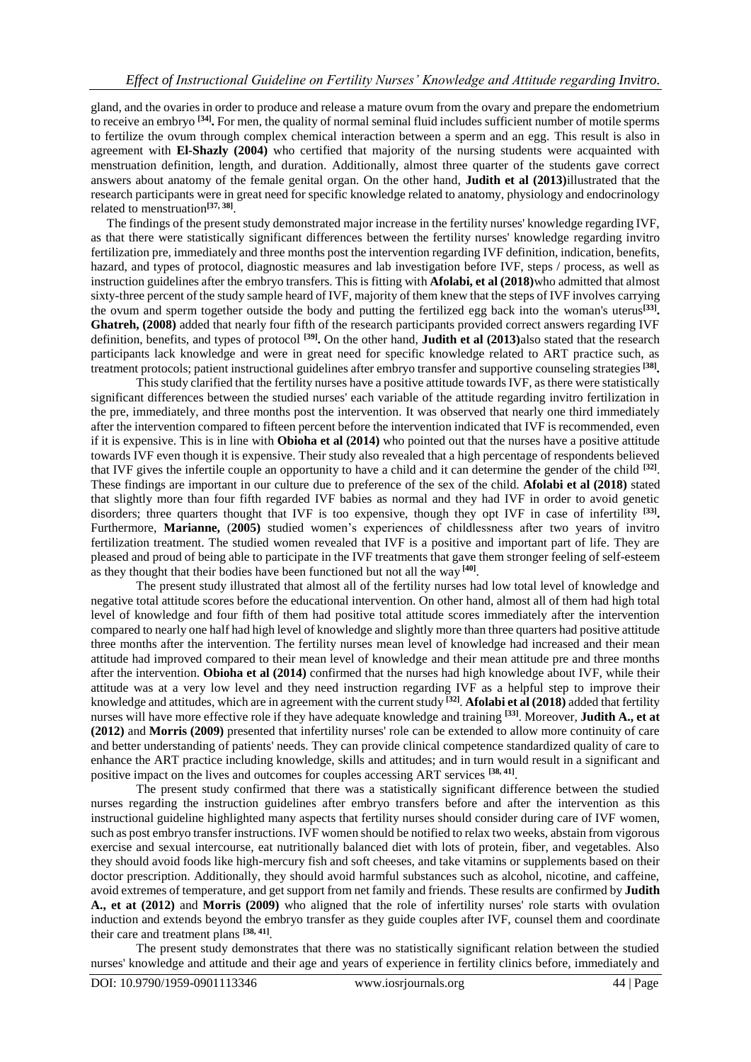gland, and the ovaries in order to produce and release a mature ovum from the ovary and prepare the endometrium to receive an embryo [34]. For men, the quality of normal seminal fluid includes sufficient number of motile sperms to fertilize the ovum through complex chemical interaction between a sperm and an egg. This result is also in agreement with **El-Shazly (2004)** who certified that majority of the nursing students were acquainted with menstruation definition, length, and duration. Additionally, almost three quarter of the students gave correct answers about anatomy of the female genital organ. On the other hand, **Judith et al (2013)**illustrated that the research participants were in great need for specific knowledge related to anatomy, physiology and endocrinology related to menstruation[37, 38].

The findings of the present study demonstrated major increase in the fertility nurses' knowledge regarding IVF, as that there were statistically significant differences between the fertility nurses' knowledge regarding invitro fertilization pre, immediately and three months post the intervention regarding IVF definition, indication, benefits, hazard, and types of protocol, diagnostic measures and lab investigation before IVF, steps / process, as well as instruction guidelines after the embryo transfers. This is fitting with **Afolabi, et al (2018)**who admitted that almost sixty-three percent of the study sample heard of IVF, majority of them knew that the steps of IVF involves carrying the ovum and sperm together outside the body and putting the fertilized egg back into the woman's uterus[33]. **Ghatreh, (2008)** added that nearly four fifth of the research participants provided correct answers regarding IVF definition, benefits, and types of protocol [39]. On the other hand, **Judith et al (2013)**also stated that the research participants lack knowledge and were in great need for specific knowledge related to ART practice such, as treatment protocols; patient instructional guidelines after embryo transfer and supportive counseling strategies [38].

This study clarified that the fertility nurses have a positive attitude towards IVF, as there were statistically significant differences between the studied nurses' each variable of the attitude regarding invitro fertilization in the pre, immediately, and three months post the intervention. It was observed that nearly one third immediately after the intervention compared to fifteen percent before the intervention indicated that IVF is recommended, even if it is expensive. This is in line with **Obioha et al (2014)** who pointed out that the nurses have a positive attitude towards IVF even though it is expensive. Their study also revealed that a high percentage of respondents believed that IVF gives the infertile couple an opportunity to have a child and it can determine the gender of the child [32]. These findings are important in our culture due to preference of the sex of the child. **Afolabi et al (2018)** stated that slightly more than four fifth regarded IVF babies as normal and they had IVF in order to avoid genetic disorders; three quarters thought that IVF is too expensive, though they opt IVF in case of infertility [33]. Furthermore, **Marianne,** (**2005)** studied women's experiences of childlessness after two years of invitro fertilization treatment. The studied women revealed that IVF is a positive and important part of life. They are pleased and proud of being able to participate in the IVF treatments that gave them stronger feeling of self-esteem as they thought that their bodies have been functioned but not all the way [40].

The present study illustrated that almost all of the fertility nurses had low total level of knowledge and negative total attitude scores before the educational intervention. On other hand, almost all of them had high total level of knowledge and four fifth of them had positive total attitude scores immediately after the intervention compared to nearly one half had high level of knowledge and slightly more than three quarters had positive attitude three months after the intervention. The fertility nurses mean level of knowledge had increased and their mean attitude had improved compared to their mean level of knowledge and their mean attitude pre and three months after the intervention. **Obioha et al (2014)** confirmed that the nurses had high knowledge about IVF, while their attitude was at a very low level and they need instruction regarding IVF as a helpful step to improve their knowledge and attitudes, which are in agreement with the current study [32]. **Afolabi et al (2018)** added that fertility nurses will have more effective role if they have adequate knowledge and training [33]. Moreover, **Judith A., et at (2012)** and **Morris (2009)** presented that infertility nurses' role can be extended to allow more continuity of care and better understanding of patients' needs. They can provide clinical competence standardized quality of care to enhance the ART practice including knowledge, skills and attitudes; and in turn would result in a significant and positive impact on the lives and outcomes for couples accessing ART services [38, 41].

The present study confirmed that there was a statistically significant difference between the studied nurses regarding the instruction guidelines after embryo transfers before and after the intervention as this instructional guideline highlighted many aspects that fertility nurses should consider during care of IVF women, such as post embryo transfer instructions. IVF women should be notified to relax two weeks, abstain from vigorous exercise and sexual intercourse, eat nutritionally balanced diet with lots of protein, fiber, and vegetables. Also they should avoid foods like high-mercury fish and soft cheeses, and take vitamins or supplements based on their doctor prescription. Additionally, they should avoid harmful substances such as alcohol, nicotine, and caffeine, avoid extremes of temperature, and get support from net family and friends. These results are confirmed by **Judith A., et at (2012)** and **Morris (2009)** who aligned that the role of infertility nurses' role starts with ovulation induction and extends beyond the embryo transfer as they guide couples after IVF, counsel them and coordinate their care and treatment plans [38, 41].

The present study demonstrates that there was no statistically significant relation between the studied nurses' knowledge and attitude and their age and years of experience in fertility clinics before, immediately and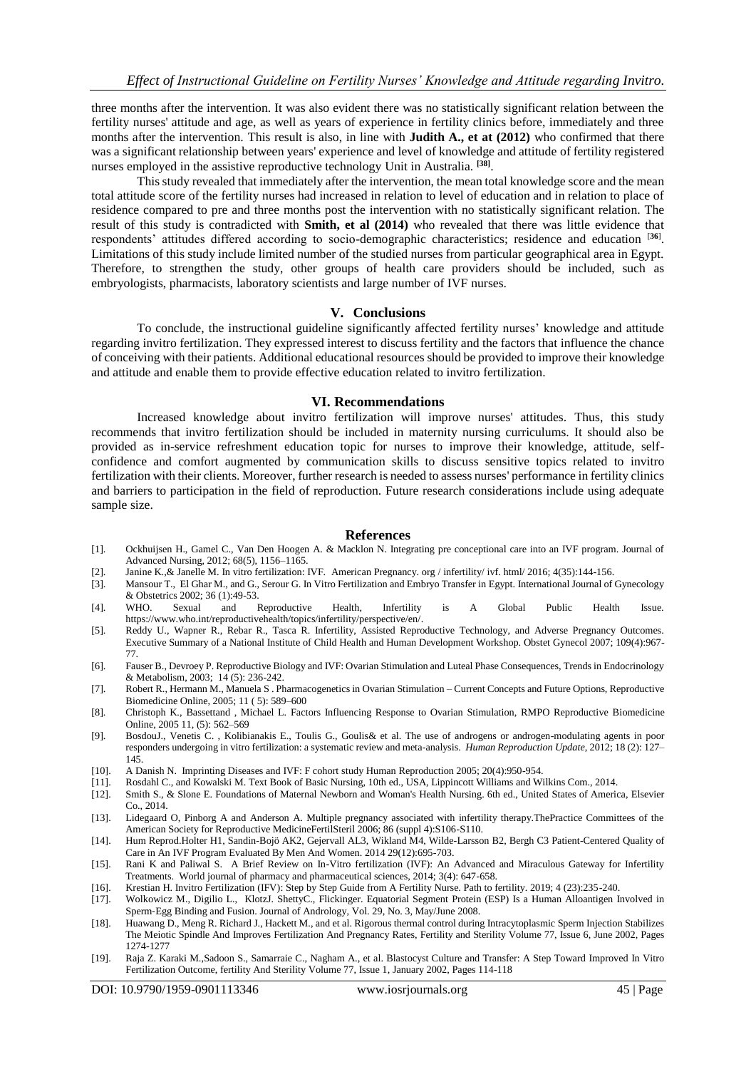three months after the intervention. It was also evident there was no statistically significant relation between the fertility nurses' attitude and age, as well as years of experience in fertility clinics before, immediately and three months after the intervention. This result is also, in line with **Judith A., et at (2012)** who confirmed that there was a significant relationship between years' experience and level of knowledge and attitude of fertility registered nurses employed in the assistive reproductive technology Unit in Australia. [38].

This study revealed that immediately after the intervention, the mean total knowledge score and the mean total attitude score of the fertility nurses had increased in relation to level of education and in relation to place of residence compared to pre and three months post the intervention with no statistically significant relation. The result of this study is contradicted with **Smith, et al (2014)** who revealed that there was little evidence that respondents' attitudes differed according to socio-demographic characteristics; residence and education [36]. Limitations of this study include limited number of the studied nurses from particular geographical area in Egypt. Therefore, to strengthen the study, other groups of health care providers should be included, such as embryologists, pharmacists, laboratory scientists and large number of IVF nurses.

## V. Conclusions

To conclude, the instructional guideline significantly affected fertility nurses' knowledge and attitude regarding invitro fertilization. They expressed interest to discuss fertility and the factors that influence the chance of conceiving with their patients. Additional educational resources should be provided to improve their knowledge and attitude and enable them to provide effective education related to invitro fertilization.

## VI. Recommendations

Increased knowledge about invitro fertilization will improve nurses' attitudes. Thus, this study recommends that invitro fertilization should be included in maternity nursing curriculums. It should also be provided as in-service refreshment education topic for nurses to improve their knowledge, attitude, self-confidence and comfort augmented by communication skills to discuss sensitive topics related to invitro fertilization with their clients. Moreover, further research is needed to assess nurses' performance in fertility clinics and barriers to participation in the field of reproduction. Future research considerations include using adequate sample size.

## References

[1]. Ockhuijsen H., Gamel C., Van Den Hoogen A. & Macklon N. Integrating pre conceptional care into an IVF program. Journal of Advanced Nursing, 2012; 68(5), 1156–1165.

[2]. Janine K.,& Janelle M. In vitro fertilization: IVF. American Pregnancy. org / infertility/ ivf. html/ 2016; 4(35):144-156.

[3]. Mansour T., El Ghar M., and G., Serour G. In Vitro Fertilization and Embryo Transfer in Egypt. International Journal of Gynecology & Obstetrics 2002; 36 (1):49-53.

[4]. WHO. Sexual and Reproductive Health, Infertility is A Global Public Health Issue. https://www.who.int/reproductivehealth/topics/infertility/perspective/en/.

[5]. Reddy U., Wapner R., Rebar R., Tasca R. Infertility, Assisted Reproductive Technology, and Adverse Pregnancy Outcomes. Executive Summary of a National Institute of Child Health and Human Development Workshop. Obstet Gynecol 2007; 109(4):967-77.

[6]. Fauser B., Devroey P. Reproductive Biology and IVF: Ovarian Stimulation and Luteal Phase Consequences, Trends in Endocrinology & Metabolism, 2003; 14 (5): 236-242.

[7]. Robert R., Hermann M., Manuela S . Pharmacogenetics in Ovarian Stimulation – Current Concepts and Future Options, Reproductive Biomedicine Online, 2005; 11 ( 5): 589–600

[8]. Christoph K., Bassettand , Michael L. Factors Influencing Response to Ovarian Stimulation, RMPO Reproductive Biomedicine Online, 2005 11, (5): 562–569

[9]. BosdouJ., Venetis C. , Kolibianakis E., Toulis G., Goulis& et al. The use of androgens or androgen-modulating agents in poor responders undergoing in vitro fertilization: a systematic review and meta-analysis. *Human Reproduction Update*, 2012; 18 (2): 127–145.

[10]. A Danish N. Imprinting Diseases and IVF: F cohort study Human Reproduction 2005; 20(4):950-954.

[11]. Rosdahl C., and Kowalski M. Text Book of Basic Nursing, 10th ed., USA, Lippincott Williams and Wilkins Com., 2014.

[12]. Smith S., & Slone E. Foundations of Maternal Newborn and Woman's Health Nursing. 6th ed., United States of America, Elsevier Co., 2014.

[13]. Lidegaard O, Pinborg A and Anderson A. Multiple pregnancy associated with infertility therapy.ThePractice Committees of the American Society for Reproductive MedicineFertilSteril 2006; 86 (suppl 4):S106-S110.

[14]. Hum Reprod.Holter H1, Sandin-Bojö AK2, Gejervall AL3, Wikland M4, Wilde-Larsson B2, Bergh C3 Patient-Centered Quality of Care in An IVF Program Evaluated By Men And Women. 2014 29(12):695-703.

[15]. Rani K and Paliwal S. A Brief Review on In-Vitro fertilization (IVF): An Advanced and Miraculous Gateway for Infertility Treatments. World journal of pharmacy and pharmaceutical sciences, 2014; 3(4): 647-658.

[16]. Krestian H. Invitro Fertilization (IFV): Step by Step Guide from A Fertility Nurse. Path to fertility. 2019; 4 (23):235-240.

[17]. Wolkowicz M., Digilio L., KlotzJ. ShettyC., Flickinger. Equatorial Segment Protein (ESP) Is a Human Alloantigen Involved in Sperm-Egg Binding and Fusion. Journal of Andrology, Vol. 29, No. 3, May/June 2008.

[18]. Huawang D., Meng R. Richard J., Hackett M., and et al. Rigorous thermal control during Intracytoplasmic Sperm Injection Stabilizes The Meiotic Spindle And Improves Fertilization And Pregnancy Rates, Fertility and Sterility Volume 77, Issue 6, June 2002, Pages 1274-1277

[19]. Raja Z. Karaki M.,Sadoon S., Samarraie C., Nagham A., et al. Blastocyst Culture and Transfer: A Step Toward Improved In Vitro Fertilization Outcome, fertility And Sterility Volume 77, Issue 1, January 2002, Pages 114-118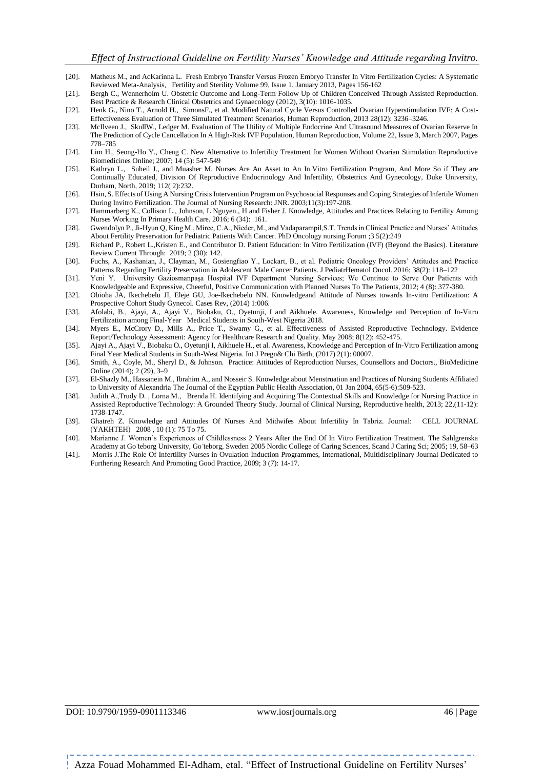[20]. Matheus M., and AcKarinna L. Fresh Embryo Transfer Versus Frozen Embryo Transfer In Vitro Fertilization Cycles: A Systematic Reviewed Meta-Analysis, Fertility and Sterility Volume 99, Issue 1, January 2013, Pages 156-162

[21]. Bergh C., Wennerholm U. Obstetric Outcome and Long-Term Follow Up of Children Conceived Through Assisted Reproduction. Best Practice & Research Clinical Obstetrics and Gynaecology (2012), 3(10): 1016-1035.

[22]. Henk G., Nino T., Arnold H., SimonsF., et al. Modified Natural Cycle Versus Controlled Ovarian Hyperstimulation IVF: A Cost-Effectiveness Evaluation of Three Simulated Treatment Scenarios, Human Reproduction, 2013 28(12): 3236–3246.

[23]. McIlveen J., SkullW., Ledger M. Evaluation of The Utility of Multiple Endocrine And Ultrasound Measures of Ovarian Reserve In The Prediction of Cycle Cancellation In A High-Risk IVF Population, Human Reproduction, Volume 22, Issue 3, March 2007, Pages 778–785

[24]. Lim H., Seong-Ho Y., Cheng C. New Alternative to Infertility Treatment for Women Without Ovarian Stimulation Reproductive Biomedicines Online; 2007; 14 (5): 547-549

[25]. Kathryn L., Suheil J., and Muasher M. Nurses Are An Asset to An In Vitro Fertilization Program, And More So if They are Continually Educated, Division Of Reproductive Endocrinology And Infertility, Obstetrics And Gynecology, Duke University, Durham, North, 2019; 112( 2):232.

[26]. Hsin, S. Effects of Using A Nursing Crisis Intervention Program on Psychosocial Responses and Coping Strategies of Infertile Women During Invitro Fertilization. The Journal of Nursing Research: JNR. 2003;11(3):197-208.

[27]. Hammarberg K., Collison L., Johnson, L Nguyen., H and Fisher J. Knowledge, Attitudes and Practices Relating to Fertility Among Nurses Working In Primary Health Care. 2016; 6 (34): 161.

[28]. Gwendolyn P., Ji-Hyun Q, King M., Miree, C.A., Nieder, M., and Vadaparampil,S.T. Trends in Clinical Practice and Nurses' Attitudes About Fertility Preservation for Pediatric Patients With Cancer. PhD Oncology nursing Forum ;3 5(2):249

[29]. Richard P., Robert L.,Kristen E., and Contributor D. Patient Education: In Vitro Fertilization (IVF) (Beyond the Basics). Literature Review Current Through: 2019; 2 (30): 142.

[30]. Fuchs, A., Kashanian, J., Clayman, M., Gosiengfiao Y., Lockart, B., et al. Pediatric Oncology Providers' Attitudes and Practice Patterns Regarding Fertility Preservation in Adolescent Male Cancer Patients. J PediatrHematol Oncol. 2016; 38(2): 118–122

[31]. Yeni Y. University Gaziosmanpaşa Hospital IVF Department Nursing Services; We Continue to Serve Our Patients with Knowledgeable and Expressive, Cheerful, Positive Communication with Planned Nurses To The Patients, 2012; 4 (8): 377-380.

[32]. Obioha JA, Ikechebelu JI, Eleje GU, Joe-Ikechebelu NN. Knowledgeand Attitude of Nurses towards In-vitro Fertilization: A Prospective Cohort Study Gynecol. Cases Rev, (2014) 1:006.

[33]. Afolabi, B., Ajayi, A., Ajayi V., Biobaku, O., Oyetunji, I and Aikhuele. Awareness, Knowledge and Perception of In-Vitro Fertilization among Final-Year Medical Students in South-West Nigeria 2018.

[34]. Myers E., McCrory D., Mills A., Price T., Swamy G., et al. Effectiveness of Assisted Reproductive Technology. Evidence Report/Technology Assessment: Agency for Healthcare Research and Quality. May 2008; 8(12): 452-475.

[35]. Ajayi A., Ajayi V., Biobaku O., Oyetunji I, Aikhuele H., et al. Awareness, Knowledge and Perception of In-Vitro Fertilization among Final Year Medical Students in South-West Nigeria. Int J Pregn& Chi Birth, (2017) 2(1): 00007.

[36]. Smith, A., Coyle, M., Sheryl D., & Johnson. Practice: Attitudes of Reproduction Nurses, Counsellors and Doctors., BioMedicine Online (2014); 2 (29), 3–9

[37]. El-Shazly M., Hassanein M., Ibrahim A., and Nosseir S. Knowledge about Menstruation and Practices of Nursing Students Affiliated to University of Alexandria The Journal of the Egyptian Public Health Association, 01 Jan 2004, 65(5-6):509-523.

[38]. Judith A.,Trudy D. , Lorna M., Brenda H. Identifying and Acquiring The Contextual Skills and Knowledge for Nursing Practice in Assisted Reproductive Technology: A Grounded Theory Study. Journal of Clinical Nursing, Reproductive health, 2013; 22,(11-12): 1738-1747.

[39]. Ghatreh Z. Knowledge and Attitudes Of Nurses And Midwifes About Infertility In Tabriz. Journal: CELL JOURNAL (YAKHTEH) 2008 , 10 (1): 75 To 75.

[40]. Marianne J. Women's Experiences of Childlessness 2 Years After the End Of In Vitro Fertilization Treatment. The Sahlgrenska Academy at Go¨teborg University, Go¨teborg, Sweden 2005 Nordic College of Caring Sciences, Scand J Caring Sci; 2005; 19, 58–63

[41]. Morris J.The Role Of Infertility Nurses in Ovulation Induction Programmes, International, Multidisciplinary Journal Dedicated to Furthering Research And Promoting Good Practice, 2009; 3 (7): 14-17.

Azza Fouad Mohammed El-Adham, etal. "Effect of Instructional Guideline on Fertility Nurses'